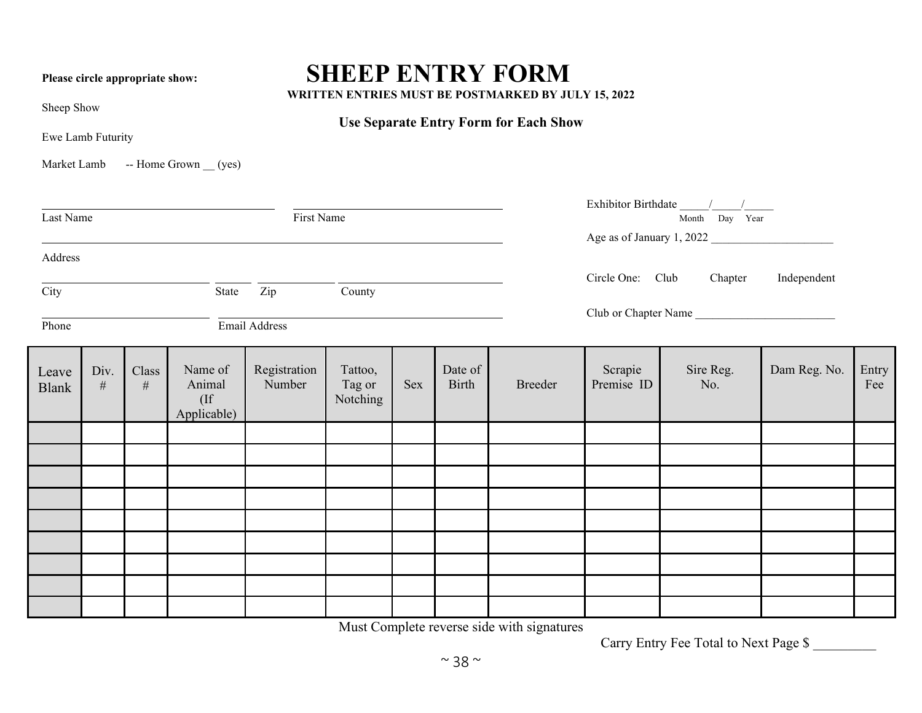Please circle appropriate show:

Sheep Show

Ewe Lamb Futurity

Market Lamb -- Home Grown __ (yes)

# SHEEP ENTRY FORM

**WRITTEN ENTRIES MUST BE POSTMARKED BY JULY 15, 2022**

**Use Separate Entry Form for Each Show**

_________________________ _________________________
Last Name First Name

_________________________________________________
Address

_______________ ______ _______ _______________
City State Zip County

_______________ _________________________
Phone Email Address

Exhibitor Birthdate _____/_____/_____
Month Day Year

Age as of January 1, 2022 ____________________

Circle One: Club Chapter Independent

Club or Chapter Name _______________________

| Leave Blank | Div. # | Class # | Name of Animal (If Applicable) | Registration Number | Tattoo, Tag or Notching | Sex | Date of Birth | Breeder | Scrapie Premise ID | Sire Reg. No. | Dam Reg. No. | Entry Fee |
|---|---|---|---|---|---|---|---|---|---|---|---|---|
| | | | | | | | | | | | | |
| | | | | | | | | | | | | |
| | | | | | | | | | | | | |
| | | | | | | | | | | | | |
| | | | | | | | | | | | | |
| | | | | | | | | | | | | |
| | | | | | | | | | | | | |
| | | | | | | | | | | | | |
| | | | | | | | | | | | | |

Must Complete reverse side with signatures

Carry Entry Fee Total to Next Page $ _________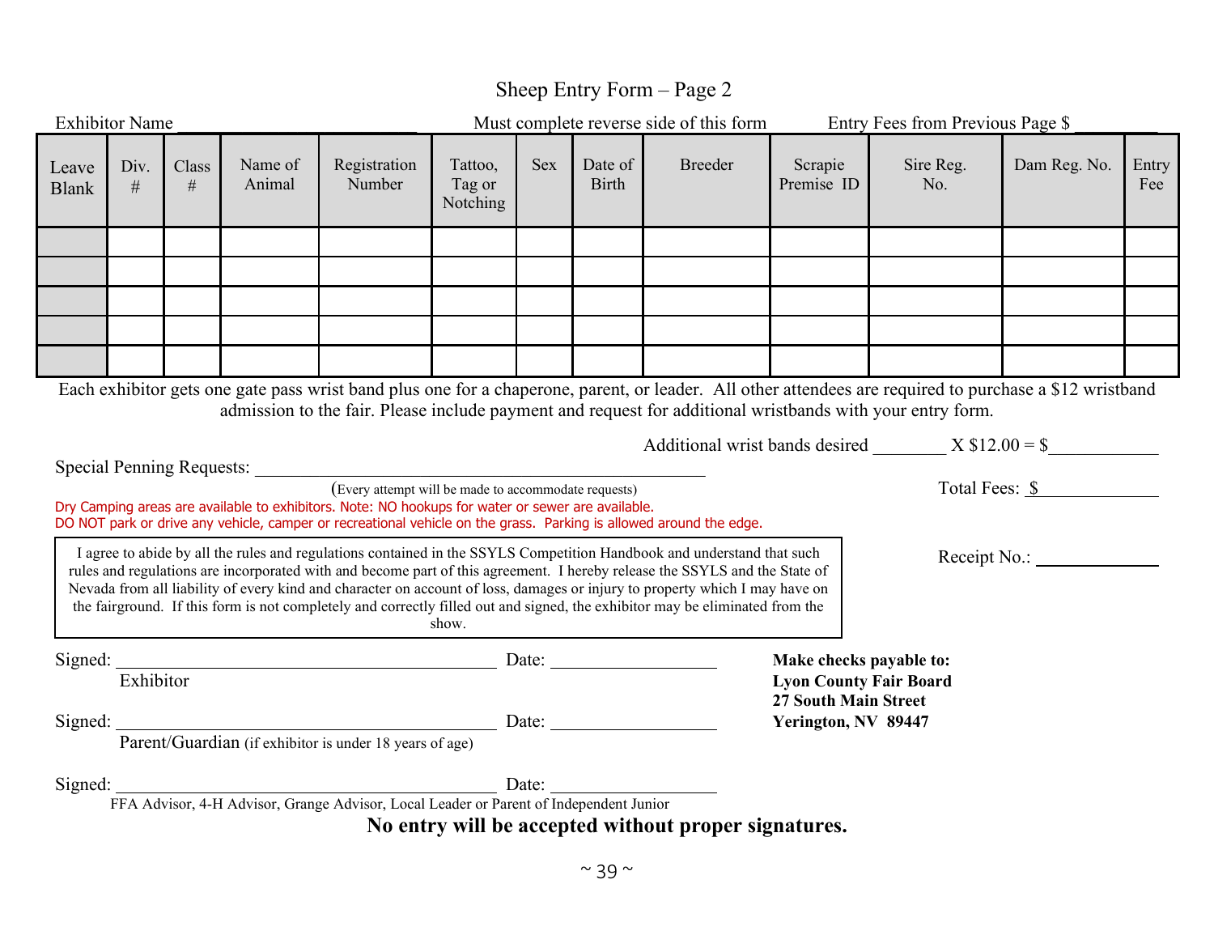# Sheep Entry Form – Page 2

Exhibitor Name ______________________ Must complete reverse side of this form Entry Fees from Previous Page $ ________

| Leave Blank | Div. # | Class # | Name of Animal | Registration Number | Tattoo, Tag or Notching | Sex | Date of Birth | Breeder | Scrapie Premise ID | Sire Reg. No. | Dam Reg. No. | Entry Fee |
|---|---|---|---|---|---|---|---|---|---|---|---|---|
| | | | | | | | | | | | | |
| | | | | | | | | | | | | |
| | | | | | | | | | | | | |
| | | | | | | | | | | | | |
| | | | | | | | | | | | | |

Each exhibitor gets one gate pass wrist band plus one for a chaperone, parent, or leader. All other attendees are required to purchase a $12 wristband admission to the fair. Please include payment and request for additional wristbands with your entry form.

Additional wrist bands desired ________ X $12.00 = $____________

Special Penning Requests: ______________________________________________

(Every attempt will be made to accommodate requests)

Total Fees: $_____________

Dry Camping areas are available to exhibitors. Note: NO hookups for water or sewer are available.
DO NOT park or drive any vehicle, camper or recreational vehicle on the grass. Parking is allowed around the edge.

Receipt No.: _____________

> I agree to abide by all the rules and regulations contained in the SSYLS Competition Handbook and understand that such rules and regulations are incorporated with and become part of this agreement. I hereby release the SSYLS and the State of Nevada from all liability of every kind and character on account of loss, damages or injury to property which I may have on the fairground. If this form is not completely and correctly filled out and signed, the exhibitor may be eliminated from the show.

Signed: ________________________________________ Date: __________________
Exhibitor

Signed: ________________________________________ Date: __________________
Parent/Guardian (if exhibitor is under 18 years of age)

Signed: ________________________________________ Date: __________________
FFA Advisor, 4-H Advisor, Grange Advisor, Local Leader or Parent of Independent Junior

**Make checks payable to:**
**Lyon County Fair Board**
**27 South Main Street**
**Yerington, NV 89447**

**No entry will be accepted without proper signatures.**